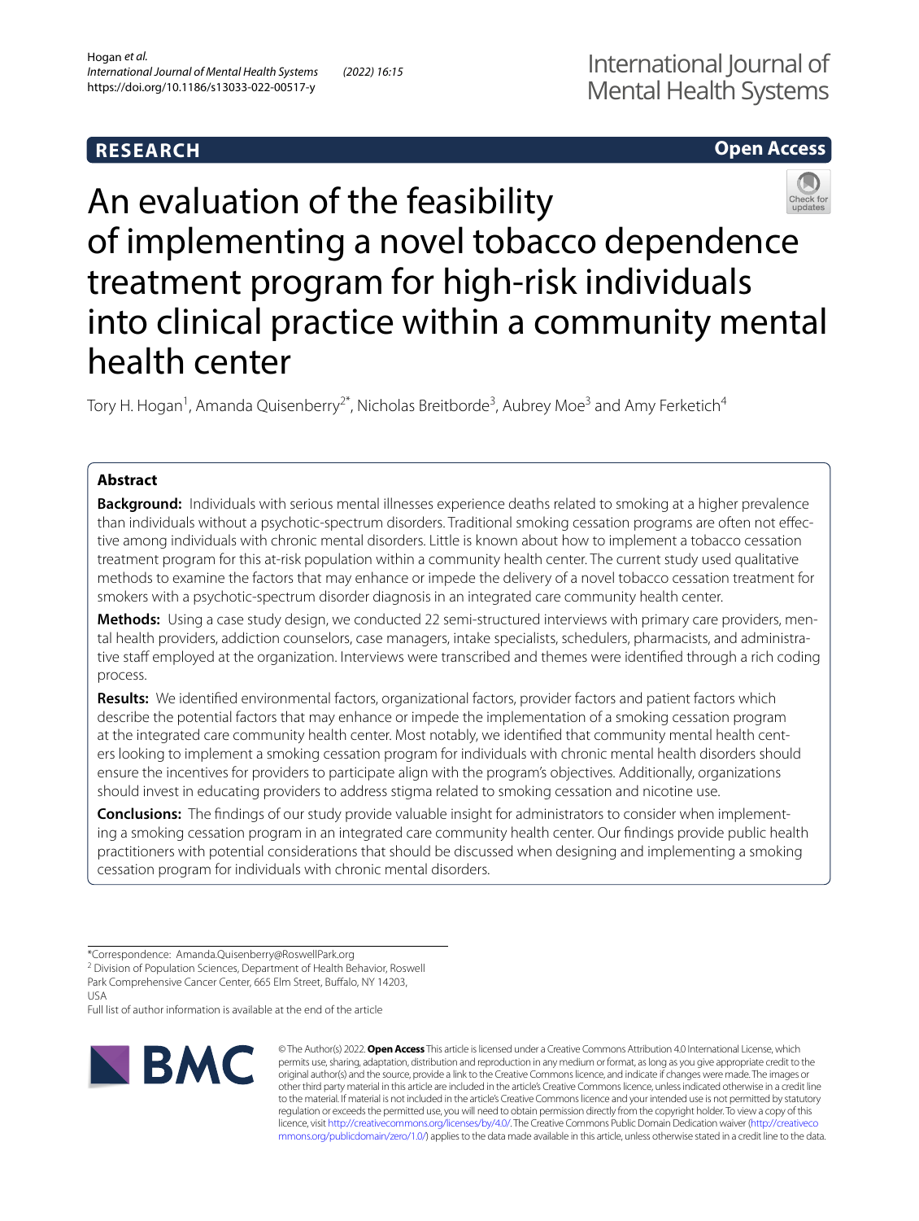# An evaluation of the feasibility of implementing a novel tobacco dependence treatment program for high-risk individuals into clinical practice within a community mental health center

Tory H. Hogan[1], Amanda Quisenberry[2*], Nicholas Breitborde[3], Aubrey Moe[3] and Amy Ferketich[4]

## Abstract

**Background:** Individuals with serious mental illnesses experience deaths related to smoking at a higher prevalence than individuals without a psychotic-spectrum disorders. Traditional smoking cessation programs are often not effective among individuals with chronic mental disorders. Little is known about how to implement a tobacco cessation treatment program for this at-risk population within a community health center. The current study used qualitative methods to examine the factors that may enhance or impede the delivery of a novel tobacco cessation treatment for smokers with a psychotic-spectrum disorder diagnosis in an integrated care community health center.

**Methods:** Using a case study design, we conducted 22 semi-structured interviews with primary care providers, mental health providers, addiction counselors, case managers, intake specialists, schedulers, pharmacists, and administrative staff employed at the organization. Interviews were transcribed and themes were identified through a rich coding process.

**Results:** We identified environmental factors, organizational factors, provider factors and patient factors which describe the potential factors that may enhance or impede the implementation of a smoking cessation program at the integrated care community health center. Most notably, we identified that community mental health centers looking to implement a smoking cessation program for individuals with chronic mental health disorders should ensure the incentives for providers to participate align with the program's objectives. Additionally, organizations should invest in educating providers to address stigma related to smoking cessation and nicotine use.

**Conclusions:** The findings of our study provide valuable insight for administrators to consider when implementing a smoking cessation program in an integrated care community health center. Our findings provide public health practitioners with potential considerations that should be discussed when designing and implementing a smoking cessation program for individuals with chronic mental disorders.

*Correspondence: Amanda.Quisenberry@RoswellPark.org

[2] Division of Population Sciences, Department of Health Behavior, Roswell Park Comprehensive Cancer Center, 665 Elm Street, Buffalo, NY 14203, USA

Full list of author information is available at the end of the article

© The Author(s) 2022. **Open Access** This article is licensed under a Creative Commons Attribution 4.0 International License, which permits use, sharing, adaptation, distribution and reproduction in any medium or format, as long as you give appropriate credit to the original author(s) and the source, provide a link to the Creative Commons licence, and indicate if changes were made. The images or other third party material in this article are included in the article's Creative Commons licence, unless indicated otherwise in a credit line to the material. If material is not included in the article's Creative Commons licence and your intended use is not permitted by statutory regulation or exceeds the permitted use, you will need to obtain permission directly from the copyright holder. To view a copy of this licence, visit http://creativecommons.org/licenses/by/4.0/. The Creative Commons Public Domain Dedication waiver (http://creativecommons.org/publicdomain/zero/1.0/) applies to the data made available in this article, unless otherwise stated in a credit line to the data.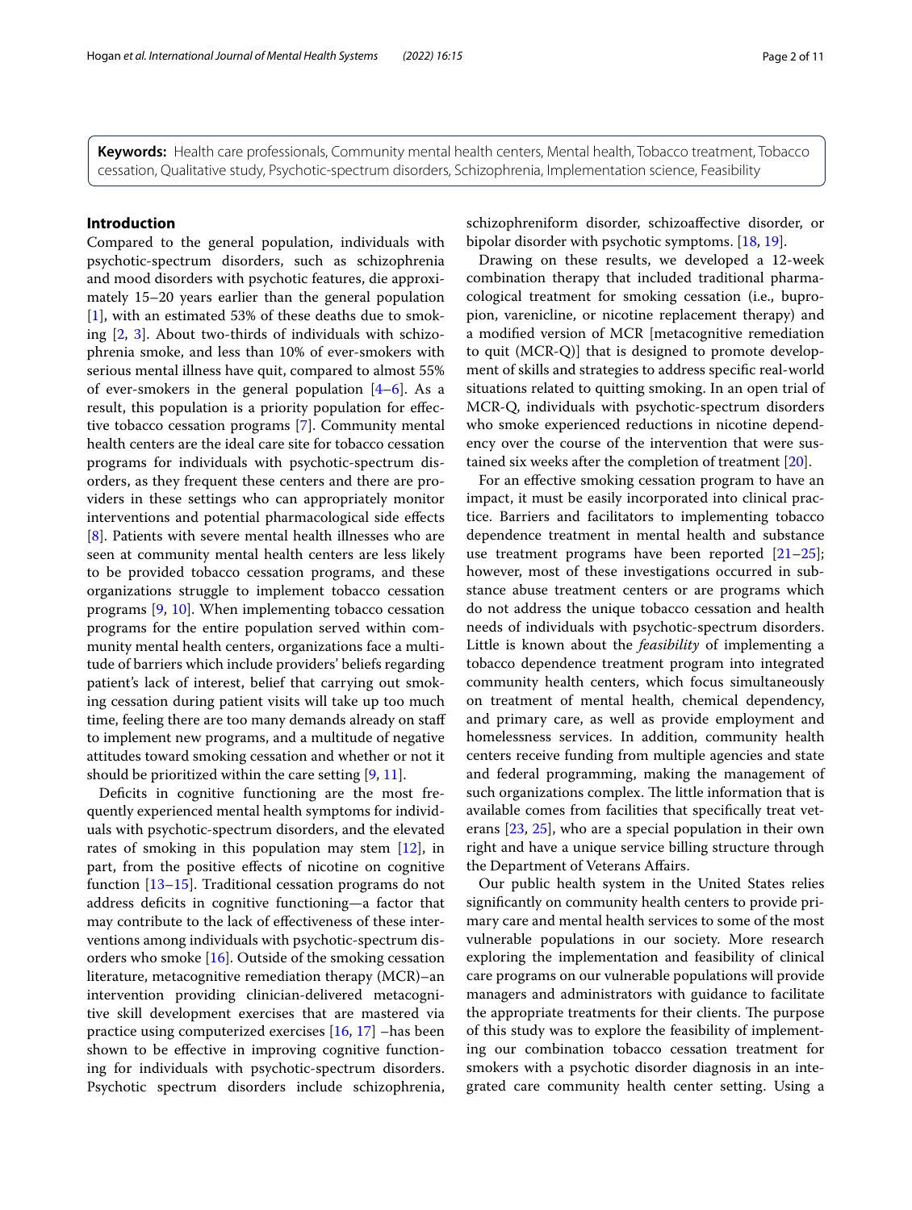**Keywords:** Health care professionals, Community mental health centers, Mental health, Tobacco treatment, Tobacco cessation, Qualitative study, Psychotic-spectrum disorders, Schizophrenia, Implementation science, Feasibility

## Introduction

Compared to the general population, individuals with psychotic-spectrum disorders, such as schizophrenia and mood disorders with psychotic features, die approximately 15–20 years earlier than the general population [1], with an estimated 53% of these deaths due to smoking [2, 3]. About two-thirds of individuals with schizophrenia smoke, and less than 10% of ever-smokers with serious mental illness have quit, compared to almost 55% of ever-smokers in the general population [4–6]. As a result, this population is a priority population for effective tobacco cessation programs [7]. Community mental health centers are the ideal care site for tobacco cessation programs for individuals with psychotic-spectrum disorders, as they frequent these centers and there are providers in these settings who can appropriately monitor interventions and potential pharmacological side effects [8]. Patients with severe mental health illnesses who are seen at community mental health centers are less likely to be provided tobacco cessation programs, and these organizations struggle to implement tobacco cessation programs [9, 10]. When implementing tobacco cessation programs for the entire population served within community mental health centers, organizations face a multitude of barriers which include providers' beliefs regarding patient's lack of interest, belief that carrying out smoking cessation during patient visits will take up too much time, feeling there are too many demands already on staff to implement new programs, and a multitude of negative attitudes toward smoking cessation and whether or not it should be prioritized within the care setting [9, 11].

Deficits in cognitive functioning are the most frequently experienced mental health symptoms for individuals with psychotic-spectrum disorders, and the elevated rates of smoking in this population may stem [12], in part, from the positive effects of nicotine on cognitive function [13–15]. Traditional cessation programs do not address deficits in cognitive functioning—a factor that may contribute to the lack of effectiveness of these interventions among individuals with psychotic-spectrum disorders who smoke [16]. Outside of the smoking cessation literature, metacognitive remediation therapy (MCR)–an intervention providing clinician-delivered metacognitive skill development exercises that are mastered via practice using computerized exercises [16, 17] –has been shown to be effective in improving cognitive functioning for individuals with psychotic-spectrum disorders. Psychotic spectrum disorders include schizophrenia, schizophreniform disorder, schizoaffective disorder, or bipolar disorder with psychotic symptoms. [18, 19].

Drawing on these results, we developed a 12-week combination therapy that included traditional pharmacological treatment for smoking cessation (i.e., bupropion, varenicline, or nicotine replacement therapy) and a modified version of MCR [metacognitive remediation to quit (MCR-Q)] that is designed to promote development of skills and strategies to address specific real-world situations related to quitting smoking. In an open trial of MCR-Q, individuals with psychotic-spectrum disorders who smoke experienced reductions in nicotine dependency over the course of the intervention that were sustained six weeks after the completion of treatment [20].

For an effective smoking cessation program to have an impact, it must be easily incorporated into clinical practice. Barriers and facilitators to implementing tobacco dependence treatment in mental health and substance use treatment programs have been reported [21–25]; however, most of these investigations occurred in substance abuse treatment centers or are programs which do not address the unique tobacco cessation and health needs of individuals with psychotic-spectrum disorders. Little is known about the *feasibility* of implementing a tobacco dependence treatment program into integrated community health centers, which focus simultaneously on treatment of mental health, chemical dependency, and primary care, as well as provide employment and homelessness services. In addition, community health centers receive funding from multiple agencies and state and federal programming, making the management of such organizations complex. The little information that is available comes from facilities that specifically treat veterans [23, 25], who are a special population in their own right and have a unique service billing structure through the Department of Veterans Affairs.

Our public health system in the United States relies significantly on community health centers to provide primary care and mental health services to some of the most vulnerable populations in our society. More research exploring the implementation and feasibility of clinical care programs on our vulnerable populations will provide managers and administrators with guidance to facilitate the appropriate treatments for their clients. The purpose of this study was to explore the feasibility of implementing our combination tobacco cessation treatment for smokers with a psychotic disorder diagnosis in an integrated care community health center setting. Using a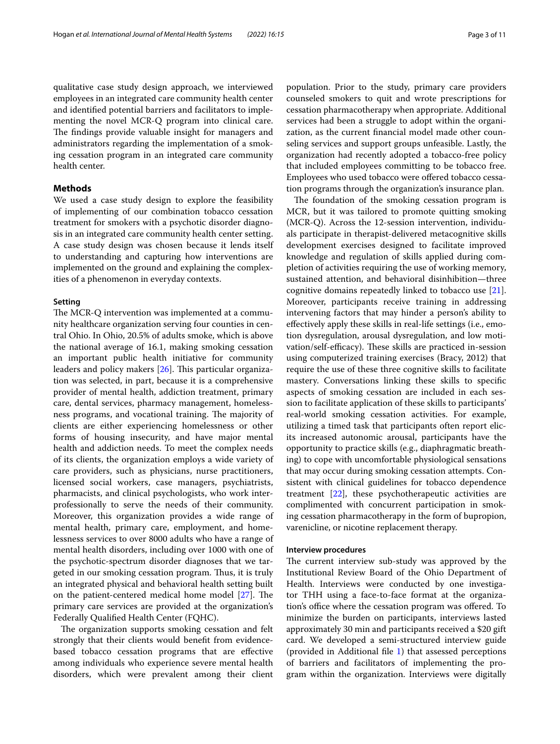qualitative case study design approach, we interviewed employees in an integrated care community health center and identified potential barriers and facilitators to implementing the novel MCR-Q program into clinical care. The findings provide valuable insight for managers and administrators regarding the implementation of a smoking cessation program in an integrated care community health center.

## Methods

We used a case study design to explore the feasibility of implementing of our combination tobacco cessation treatment for smokers with a psychotic disorder diagnosis in an integrated care community health center setting. A case study design was chosen because it lends itself to understanding and capturing how interventions are implemented on the ground and explaining the complexities of a phenomenon in everyday contexts.

### Setting

The MCR-Q intervention was implemented at a community healthcare organization serving four counties in central Ohio. In Ohio, 20.5% of adults smoke, which is above the national average of 16.1, making smoking cessation an important public health initiative for community leaders and policy makers [26]. This particular organization was selected, in part, because it is a comprehensive provider of mental health, addiction treatment, primary care, dental services, pharmacy management, homelessness programs, and vocational training. The majority of clients are either experiencing homelessness or other forms of housing insecurity, and have major mental health and addiction needs. To meet the complex needs of its clients, the organization employs a wide variety of care providers, such as physicians, nurse practitioners, licensed social workers, case managers, psychiatrists, pharmacists, and clinical psychologists, who work interprofessionally to serve the needs of their community. Moreover, this organization provides a wide range of mental health, primary care, employment, and homelessness services to over 8000 adults who have a range of mental health disorders, including over 1000 with one of the psychotic-spectrum disorder diagnoses that we targeted in our smoking cessation program. Thus, it is truly an integrated physical and behavioral health setting built on the patient-centered medical home model [27]. The primary care services are provided at the organization's Federally Qualified Health Center (FQHC).

The organization supports smoking cessation and felt strongly that their clients would benefit from evidence-based tobacco cessation programs that are effective among individuals who experience severe mental health disorders, which were prevalent among their client population. Prior to the study, primary care providers counseled smokers to quit and wrote prescriptions for cessation pharmacotherapy when appropriate. Additional services had been a struggle to adopt within the organization, as the current financial model made other counseling services and support groups unfeasible. Lastly, the organization had recently adopted a tobacco-free policy that included employees committing to be tobacco free. Employees who used tobacco were offered tobacco cessation programs through the organization's insurance plan.

The foundation of the smoking cessation program is MCR, but it was tailored to promote quitting smoking (MCR-Q). Across the 12-session intervention, individuals participate in therapist-delivered metacognitive skills development exercises designed to facilitate improved knowledge and regulation of skills applied during completion of activities requiring the use of working memory, sustained attention, and behavioral disinhibition—three cognitive domains repeatedly linked to tobacco use [21]. Moreover, participants receive training in addressing intervening factors that may hinder a person's ability to effectively apply these skills in real-life settings (i.e., emotion dysregulation, arousal dysregulation, and low motivation/self-efficacy). These skills are practiced in-session using computerized training exercises (Bracy, 2012) that require the use of these three cognitive skills to facilitate mastery. Conversations linking these skills to specific aspects of smoking cessation are included in each session to facilitate application of these skills to participants' real-world smoking cessation activities. For example, utilizing a timed task that participants often report elicits increased autonomic arousal, participants have the opportunity to practice skills (e.g., diaphragmatic breathing) to cope with uncomfortable physiological sensations that may occur during smoking cessation attempts. Consistent with clinical guidelines for tobacco dependence treatment [22], these psychotherapeutic activities are complimented with concurrent participation in smoking cessation pharmacotherapy in the form of bupropion, varenicline, or nicotine replacement therapy.

### Interview procedures

The current interview sub-study was approved by the Institutional Review Board of the Ohio Department of Health. Interviews were conducted by one investigator THH using a face-to-face format at the organization's office where the cessation program was offered. To minimize the burden on participants, interviews lasted approximately 30 min and participants received a $20 gift card. We developed a semi-structured interview guide (provided in Additional file 1) that assessed perceptions of barriers and facilitators of implementing the program within the organization. Interviews were digitally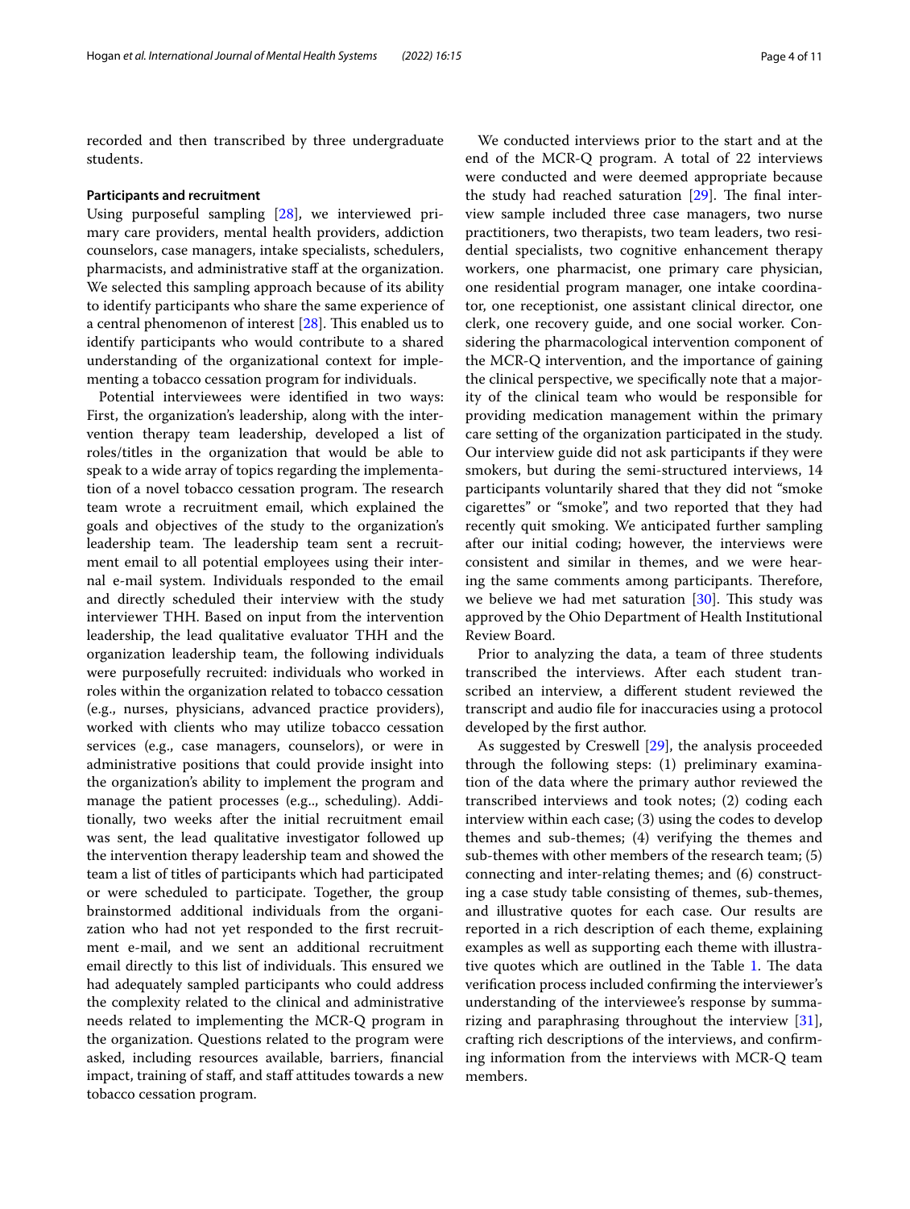recorded and then transcribed by three undergraduate students.

#### Participants and recruitment

Using purposeful sampling [28], we interviewed primary care providers, mental health providers, addiction counselors, case managers, intake specialists, schedulers, pharmacists, and administrative staff at the organization. We selected this sampling approach because of its ability to identify participants who share the same experience of a central phenomenon of interest [28]. This enabled us to identify participants who would contribute to a shared understanding of the organizational context for implementing a tobacco cessation program for individuals.

Potential interviewees were identified in two ways: First, the organization's leadership, along with the intervention therapy team leadership, developed a list of roles/titles in the organization that would be able to speak to a wide array of topics regarding the implementation of a novel tobacco cessation program. The research team wrote a recruitment email, which explained the goals and objectives of the study to the organization's leadership team. The leadership team sent a recruitment email to all potential employees using their internal e-mail system. Individuals responded to the email and directly scheduled their interview with the study interviewer THH. Based on input from the intervention leadership, the lead qualitative evaluator THH and the organization leadership team, the following individuals were purposefully recruited: individuals who worked in roles within the organization related to tobacco cessation (e.g., nurses, physicians, advanced practice providers), worked with clients who may utilize tobacco cessation services (e.g., case managers, counselors), or were in administrative positions that could provide insight into the organization's ability to implement the program and manage the patient processes (e.g.., scheduling). Additionally, two weeks after the initial recruitment email was sent, the lead qualitative investigator followed up the intervention therapy leadership team and showed the team a list of titles of participants which had participated or were scheduled to participate. Together, the group brainstormed additional individuals from the organization who had not yet responded to the first recruitment e-mail, and we sent an additional recruitment email directly to this list of individuals. This ensured we had adequately sampled participants who could address the complexity related to the clinical and administrative needs related to implementing the MCR-Q program in the organization. Questions related to the program were asked, including resources available, barriers, financial impact, training of staff, and staff attitudes towards a new tobacco cessation program.

We conducted interviews prior to the start and at the end of the MCR-Q program. A total of 22 interviews were conducted and were deemed appropriate because the study had reached saturation [29]. The final interview sample included three case managers, two nurse practitioners, two therapists, two team leaders, two residential specialists, two cognitive enhancement therapy workers, one pharmacist, one primary care physician, one residential program manager, one intake coordinator, one receptionist, one assistant clinical director, one clerk, one recovery guide, and one social worker. Considering the pharmacological intervention component of the MCR-Q intervention, and the importance of gaining the clinical perspective, we specifically note that a majority of the clinical team who would be responsible for providing medication management within the primary care setting of the organization participated in the study. Our interview guide did not ask participants if they were smokers, but during the semi-structured interviews, 14 participants voluntarily shared that they did not "smoke cigarettes" or "smoke", and two reported that they had recently quit smoking. We anticipated further sampling after our initial coding; however, the interviews were consistent and similar in themes, and we were hearing the same comments among participants. Therefore, we believe we had met saturation [30]. This study was approved by the Ohio Department of Health Institutional Review Board.

Prior to analyzing the data, a team of three students transcribed the interviews. After each student transcribed an interview, a different student reviewed the transcript and audio file for inaccuracies using a protocol developed by the first author.

As suggested by Creswell [29], the analysis proceeded through the following steps: (1) preliminary examination of the data where the primary author reviewed the transcribed interviews and took notes; (2) coding each interview within each case; (3) using the codes to develop themes and sub-themes; (4) verifying the themes and sub-themes with other members of the research team; (5) connecting and inter-relating themes; and (6) constructing a case study table consisting of themes, sub-themes, and illustrative quotes for each case. Our results are reported in a rich description of each theme, explaining examples as well as supporting each theme with illustrative quotes which are outlined in the Table 1. The data verification process included confirming the interviewer's understanding of the interviewee's response by summarizing and paraphrasing throughout the interview [31], crafting rich descriptions of the interviews, and confirming information from the interviews with MCR-Q team members.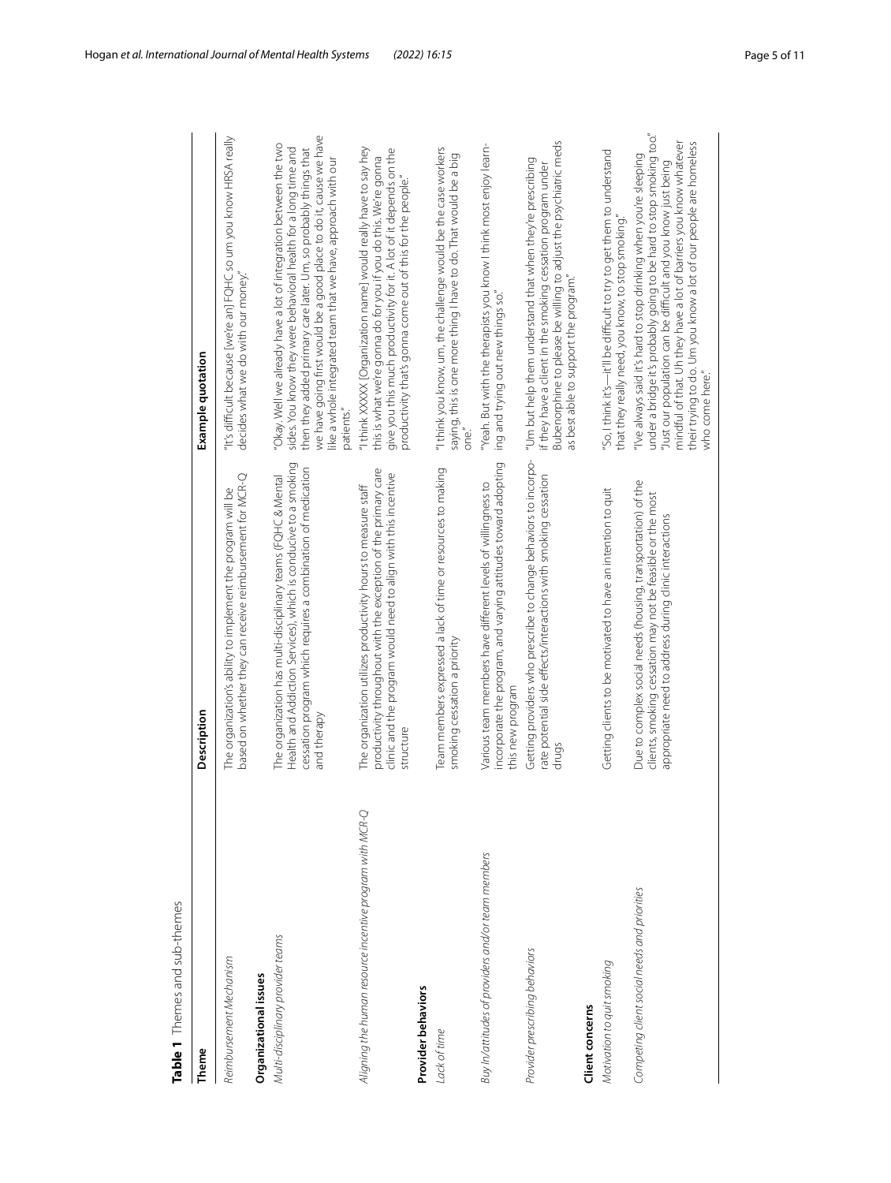**Table 1** Themes and sub-themes

| Theme | Description | Example quotation |
|---|---|---|
| *Reimbursement Mechanism* | The organization's ability to implement the program will be based on whether they can receive reimbursement for MCR-Q | "It's difficult because [we're an] FQHC so um you know HRSA really decides what we do with our money." |
| **Organizational issues** | | |
| *Multi-disciplinary provider teams* | The organization has multi-disciplinary teams (FQHC & Mental Health and Addiction Services), which is conducive to a smoking cessation program which requires a combination of medication and therapy | "Okay. Well we already have a lot of integration between the two sides. You know they were behavioral health for a long time and then they added primary care later. Um, so probably things that we have going first would be a good place to do it, cause we have like a whole integrated team that we have, approach with our patients." |
| *Aligning the human resource incentive program with MCR-Q* | The organization utilizes productivity hours to measure staff productivity throughout with the exception of the primary care clinic and the program would need to align with this incentive structure | "I think XXXXX [Organization name] would really have to say hey this is what we're gonna do for you if you do this. We're gonna give you this much productivity for it. A lot of it depends on the productivity that's gonna come out of this for the people." |
| **Provider behaviors** | | |
| *Lack of time* | Team members expressed a lack of time or resources to making smoking cessation a priority | "I think you know, um, the challenge would be the case workers saying, this is one more thing I have to do. That would be a big one." |
| *Buy In/attitudes of providers and/or team members* | Various team members have different levels of willingness to incorporate the program, and varying attitudes toward adopting this new program | "Yeah. But with the therapists you know I think most enjoy learning and trying out new things so." |
| *Provider prescribing behaviors* | Getting providers who prescribe to change behaviors to incorporate potential side effects/interactions with smoking cessation drugs | "Um but help them understand that when they're prescribing if they have a client in the smoking cessation program under Bubenorphine to please be willing to adjust the psychiatric meds as best able to support the program." |
| **Client concerns** | | |
| *Motivation to quit smoking* | Getting clients to be motivated to have an intention to quit | "So, I think it's—it'll be difficult to try to get them to understand that they really need, you know, to stop smoking." |
| *Competing client social needs and priorities* | Due to complex social needs (housing, transportation) of the clients, smoking cessation may not be feasible or the most appropriate need to address during clinic interactions | "I've always said it's hard to stop drinking when you're sleeping under a bridge it's probably going to be hard to stop smoking too." "Just our population can be difficult and you know just being mindful of that. Uh they have a lot of barriers you know whatever their trying to do. Um you know a lot of our people are homeless who come here." |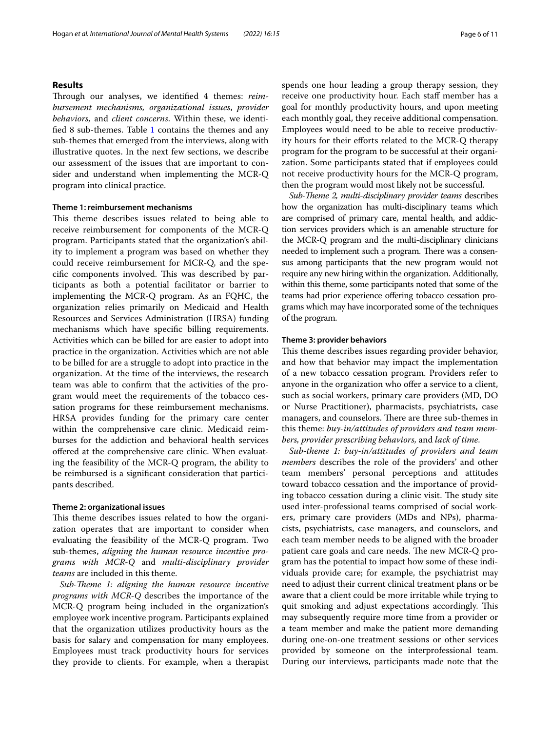## Results

Through our analyses, we identified 4 themes: *reimbursement mechanisms, organizational issues*, *provider behaviors,* and *client concerns*. Within these, we identified 8 sub-themes. Table 1 contains the themes and any sub-themes that emerged from the interviews, along with illustrative quotes. In the next few sections, we describe our assessment of the issues that are important to consider and understand when implementing the MCR-Q program into clinical practice.

### Theme 1: reimbursement mechanisms

This theme describes issues related to being able to receive reimbursement for components of the MCR-Q program. Participants stated that the organization's ability to implement a program was based on whether they could receive reimbursement for MCR-Q, and the specific components involved. This was described by participants as both a potential facilitator or barrier to implementing the MCR-Q program. As an FQHC, the organization relies primarily on Medicaid and Health Resources and Services Administration (HRSA) funding mechanisms which have specific billing requirements. Activities which can be billed for are easier to adopt into practice in the organization. Activities which are not able to be billed for are a struggle to adopt into practice in the organization. At the time of the interviews, the research team was able to confirm that the activities of the program would meet the requirements of the tobacco cessation programs for these reimbursement mechanisms. HRSA provides funding for the primary care center within the comprehensive care clinic. Medicaid reimburses for the addiction and behavioral health services offered at the comprehensive care clinic. When evaluating the feasibility of the MCR-Q program, the ability to be reimbursed is a significant consideration that participants described.

### Theme 2: organizational issues

This theme describes issues related to how the organization operates that are important to consider when evaluating the feasibility of the MCR-Q program. Two sub-themes, *aligning the human resource incentive programs with MCR-Q* and *multi-disciplinary provider teams* are included in this theme.

*Sub-Theme 1: aligning the human resource incentive programs with MCR-Q* describes the importance of the MCR-Q program being included in the organization's employee work incentive program. Participants explained that the organization utilizes productivity hours as the basis for salary and compensation for many employees. Employees must track productivity hours for services they provide to clients. For example, when a therapist spends one hour leading a group therapy session, they receive one productivity hour. Each staff member has a goal for monthly productivity hours, and upon meeting each monthly goal, they receive additional compensation. Employees would need to be able to receive productivity hours for their efforts related to the MCR-Q therapy program for the program to be successful at their organization. Some participants stated that if employees could not receive productivity hours for the MCR-Q program, then the program would most likely not be successful.

*Sub-Theme 2, multi-disciplinary provider teams* describes how the organization has multi-disciplinary teams which are comprised of primary care, mental health, and addiction services providers which is an amenable structure for the MCR-Q program and the multi-disciplinary clinicians needed to implement such a program. There was a consensus among participants that the new program would not require any new hiring within the organization. Additionally, within this theme, some participants noted that some of the teams had prior experience offering tobacco cessation programs which may have incorporated some of the techniques of the program.

### Theme 3: provider behaviors

This theme describes issues regarding provider behavior, and how that behavior may impact the implementation of a new tobacco cessation program. Providers refer to anyone in the organization who offer a service to a client, such as social workers, primary care providers (MD, DO or Nurse Practitioner), pharmacists, psychiatrists, case managers, and counselors. There are three sub-themes in this theme: *buy-in/attitudes of providers and team members, provider prescribing behaviors,* and *lack of time.*

*Sub-theme 1: buy-in/attitudes of providers and team members* describes the role of the providers' and other team members' personal perceptions and attitudes toward tobacco cessation and the importance of providing tobacco cessation during a clinic visit. The study site used inter-professional teams comprised of social workers, primary care providers (MDs and NPs), pharmacists, psychiatrists, case managers, and counselors, and each team member needs to be aligned with the broader patient care goals and care needs. The new MCR-Q program has the potential to impact how some of these individuals provide care; for example, the psychiatrist may need to adjust their current clinical treatment plans or be aware that a client could be more irritable while trying to quit smoking and adjust expectations accordingly. This may subsequently require more time from a provider or a team member and make the patient more demanding during one-on-one treatment sessions or other services provided by someone on the interprofessional team. During our interviews, participants made note that the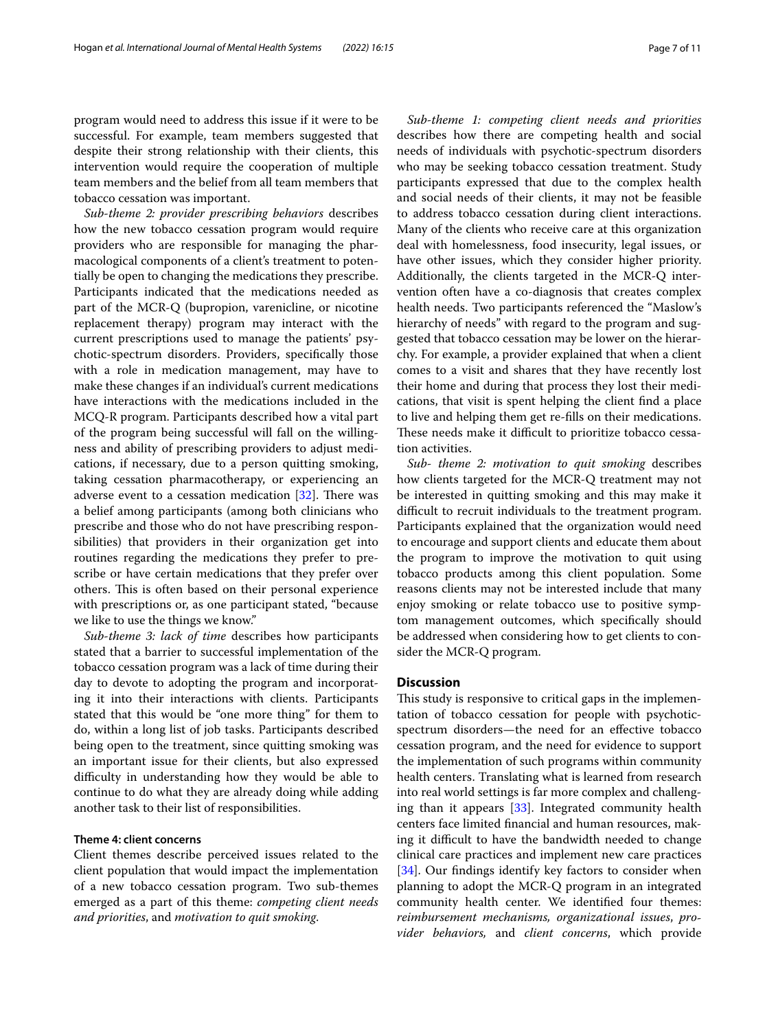program would need to address this issue if it were to be successful. For example, team members suggested that despite their strong relationship with their clients, this intervention would require the cooperation of multiple team members and the belief from all team members that tobacco cessation was important.

*Sub-theme 2: provider prescribing behaviors* describes how the new tobacco cessation program would require providers who are responsible for managing the pharmacological components of a client's treatment to potentially be open to changing the medications they prescribe. Participants indicated that the medications needed as part of the MCR-Q (bupropion, varenicline, or nicotine replacement therapy) program may interact with the current prescriptions used to manage the patients' psychotic-spectrum disorders. Providers, specifically those with a role in medication management, may have to make these changes if an individual's current medications have interactions with the medications included in the MCQ-R program. Participants described how a vital part of the program being successful will fall on the willingness and ability of prescribing providers to adjust medications, if necessary, due to a person quitting smoking, taking cessation pharmacotherapy, or experiencing an adverse event to a cessation medication [32]. There was a belief among participants (among both clinicians who prescribe and those who do not have prescribing responsibilities) that providers in their organization get into routines regarding the medications they prefer to prescribe or have certain medications that they prefer over others. This is often based on their personal experience with prescriptions or, as one participant stated, "because we like to use the things we know."

*Sub-theme 3: lack of time* describes how participants stated that a barrier to successful implementation of the tobacco cessation program was a lack of time during their day to devote to adopting the program and incorporating it into their interactions with clients. Participants stated that this would be "one more thing" for them to do, within a long list of job tasks. Participants described being open to the treatment, since quitting smoking was an important issue for their clients, but also expressed difficulty in understanding how they would be able to continue to do what they are already doing while adding another task to their list of responsibilities.

### Theme 4: client concerns

Client themes describe perceived issues related to the client population that would impact the implementation of a new tobacco cessation program. Two sub-themes emerged as a part of this theme: *competing client needs and priorities*, and *motivation to quit smoking*.

*Sub-theme 1: competing client needs and priorities* describes how there are competing health and social needs of individuals with psychotic-spectrum disorders who may be seeking tobacco cessation treatment. Study participants expressed that due to the complex health and social needs of their clients, it may not be feasible to address tobacco cessation during client interactions. Many of the clients who receive care at this organization deal with homelessness, food insecurity, legal issues, or have other issues, which they consider higher priority. Additionally, the clients targeted in the MCR-Q intervention often have a co-diagnosis that creates complex health needs. Two participants referenced the "Maslow's hierarchy of needs" with regard to the program and suggested that tobacco cessation may be lower on the hierarchy. For example, a provider explained that when a client comes to a visit and shares that they have recently lost their home and during that process they lost their medications, that visit is spent helping the client find a place to live and helping them get re-fills on their medications. These needs make it difficult to prioritize tobacco cessation activities.

*Sub- theme 2: motivation to quit smoking* describes how clients targeted for the MCR-Q treatment may not be interested in quitting smoking and this may make it difficult to recruit individuals to the treatment program. Participants explained that the organization would need to encourage and support clients and educate them about the program to improve the motivation to quit using tobacco products among this client population. Some reasons clients may not be interested include that many enjoy smoking or relate tobacco use to positive symptom management outcomes, which specifically should be addressed when considering how to get clients to consider the MCR-Q program.

## Discussion

This study is responsive to critical gaps in the implementation of tobacco cessation for people with psychotic-spectrum disorders—the need for an effective tobacco cessation program, and the need for evidence to support the implementation of such programs within community health centers. Translating what is learned from research into real world settings is far more complex and challenging than it appears [33]. Integrated community health centers face limited financial and human resources, making it difficult to have the bandwidth needed to change clinical care practices and implement new care practices [34]. Our findings identify key factors to consider when planning to adopt the MCR-Q program in an integrated community health center. We identified four themes: *reimbursement mechanisms, organizational issues, provider behaviors,* and *client concerns*, which provide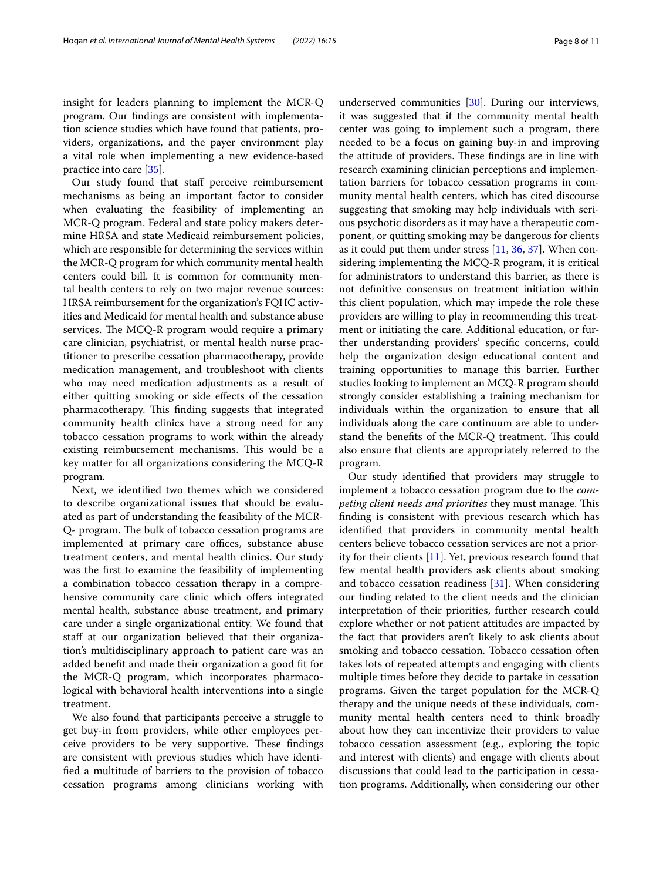insight for leaders planning to implement the MCR-Q program. Our findings are consistent with implementation science studies which have found that patients, providers, organizations, and the payer environment play a vital role when implementing a new evidence-based practice into care [35].

Our study found that staff perceive reimbursement mechanisms as being an important factor to consider when evaluating the feasibility of implementing an MCR-Q program. Federal and state policy makers determine HRSA and state Medicaid reimbursement policies, which are responsible for determining the services within the MCR-Q program for which community mental health centers could bill. It is common for community mental health centers to rely on two major revenue sources: HRSA reimbursement for the organization's FQHC activities and Medicaid for mental health and substance abuse services. The MCQ-R program would require a primary care clinician, psychiatrist, or mental health nurse practitioner to prescribe cessation pharmacotherapy, provide medication management, and troubleshoot with clients who may need medication adjustments as a result of either quitting smoking or side effects of the cessation pharmacotherapy. This finding suggests that integrated community health clinics have a strong need for any tobacco cessation programs to work within the already existing reimbursement mechanisms. This would be a key matter for all organizations considering the MCQ-R program.

Next, we identified two themes which we considered to describe organizational issues that should be evaluated as part of understanding the feasibility of the MCR-Q- program. The bulk of tobacco cessation programs are implemented at primary care offices, substance abuse treatment centers, and mental health clinics. Our study was the first to examine the feasibility of implementing a combination tobacco cessation therapy in a comprehensive community care clinic which offers integrated mental health, substance abuse treatment, and primary care under a single organizational entity. We found that staff at our organization believed that their organization's multidisciplinary approach to patient care was an added benefit and made their organization a good fit for the MCR-Q program, which incorporates pharmacological with behavioral health interventions into a single treatment.

We also found that participants perceive a struggle to get buy-in from providers, while other employees perceive providers to be very supportive. These findings are consistent with previous studies which have identified a multitude of barriers to the provision of tobacco cessation programs among clinicians working with underserved communities [30]. During our interviews, it was suggested that if the community mental health center was going to implement such a program, there needed to be a focus on gaining buy-in and improving the attitude of providers. These findings are in line with research examining clinician perceptions and implementation barriers for tobacco cessation programs in community mental health centers, which has cited discourse suggesting that smoking may help individuals with serious psychotic disorders as it may have a therapeutic component, or quitting smoking may be dangerous for clients as it could put them under stress [11, 36, 37]. When considering implementing the MCQ-R program, it is critical for administrators to understand this barrier, as there is not definitive consensus on treatment initiation within this client population, which may impede the role these providers are willing to play in recommending this treatment or initiating the care. Additional education, or further understanding providers' specific concerns, could help the organization design educational content and training opportunities to manage this barrier. Further studies looking to implement an MCQ-R program should strongly consider establishing a training mechanism for individuals within the organization to ensure that all individuals along the care continuum are able to understand the benefits of the MCR-Q treatment. This could also ensure that clients are appropriately referred to the program.

Our study identified that providers may struggle to implement a tobacco cessation program due to the *competing client needs and priorities* they must manage. This finding is consistent with previous research which has identified that providers in community mental health centers believe tobacco cessation services are not a priority for their clients [11]. Yet, previous research found that few mental health providers ask clients about smoking and tobacco cessation readiness [31]. When considering our finding related to the client needs and the clinician interpretation of their priorities, further research could explore whether or not patient attitudes are impacted by the fact that providers aren't likely to ask clients about smoking and tobacco cessation. Tobacco cessation often takes lots of repeated attempts and engaging with clients multiple times before they decide to partake in cessation programs. Given the target population for the MCR-Q therapy and the unique needs of these individuals, community mental health centers need to think broadly about how they can incentivize their providers to value tobacco cessation assessment (e.g., exploring the topic and interest with clients) and engage with clients about discussions that could lead to the participation in cessation programs. Additionally, when considering our other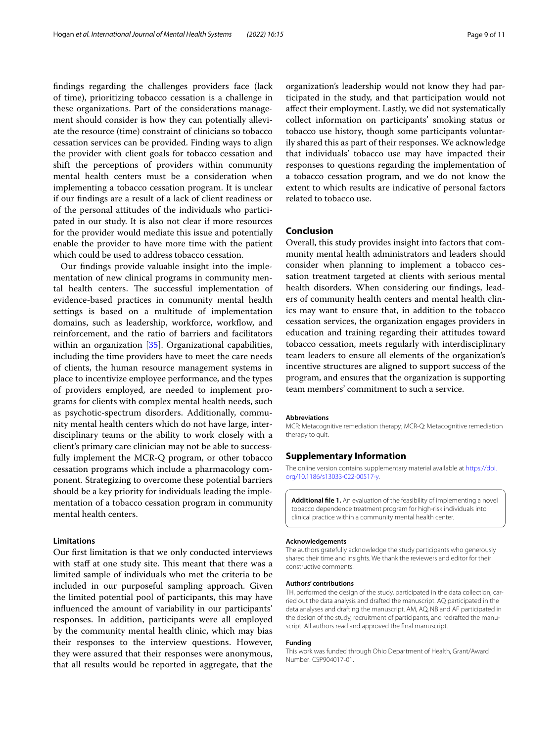findings regarding the challenges providers face (lack of time), prioritizing tobacco cessation is a challenge in these organizations. Part of the considerations management should consider is how they can potentially alleviate the resource (time) constraint of clinicians so tobacco cessation services can be provided. Finding ways to align the provider with client goals for tobacco cessation and shift the perceptions of providers within community mental health centers must be a consideration when implementing a tobacco cessation program. It is unclear if our findings are a result of a lack of client readiness or of the personal attitudes of the individuals who participated in our study. It is also not clear if more resources for the provider would mediate this issue and potentially enable the provider to have more time with the patient which could be used to address tobacco cessation.

Our findings provide valuable insight into the implementation of new clinical programs in community mental health centers. The successful implementation of evidence-based practices in community mental health settings is based on a multitude of implementation domains, such as leadership, workforce, workflow, and reinforcement, and the ratio of barriers and facilitators within an organization [35]. Organizational capabilities, including the time providers have to meet the care needs of clients, the human resource management systems in place to incentivize employee performance, and the types of providers employed, are needed to implement programs for clients with complex mental health needs, such as psychotic-spectrum disorders. Additionally, community mental health centers which do not have large, interdisciplinary teams or the ability to work closely with a client's primary care clinician may not be able to successfully implement the MCR-Q program, or other tobacco cessation programs which include a pharmacology component. Strategizing to overcome these potential barriers should be a key priority for individuals leading the implementation of a tobacco cessation program in community mental health centers.

### Limitations

Our first limitation is that we only conducted interviews with staff at one study site. This meant that there was a limited sample of individuals who met the criteria to be included in our purposeful sampling approach. Given the limited potential pool of participants, this may have influenced the amount of variability in our participants' responses. In addition, participants were all employed by the community mental health clinic, which may bias their responses to the interview questions. However, they were assured that their responses were anonymous, that all results would be reported in aggregate, that the organization's leadership would not know they had participated in the study, and that participation would not affect their employment. Lastly, we did not systematically collect information on participants' smoking status or tobacco use history, though some participants voluntarily shared this as part of their responses. We acknowledge that individuals' tobacco use may have impacted their responses to questions regarding the implementation of a tobacco cessation program, and we do not know the extent to which results are indicative of personal factors related to tobacco use.

## Conclusion

Overall, this study provides insight into factors that community mental health administrators and leaders should consider when planning to implement a tobacco cessation treatment targeted at clients with serious mental health disorders. When considering our findings, leaders of community health centers and mental health clinics may want to ensure that, in addition to the tobacco cessation services, the organization engages providers in education and training regarding their attitudes toward tobacco cessation, meets regularly with interdisciplinary team leaders to ensure all elements of the organization's incentive structures are aligned to support success of the program, and ensures that the organization is supporting team members' commitment to such a service.

#### Abbreviations

MCR: Metacognitive remediation therapy; MCR-Q: Metacognitive remediation therapy to quit.

## Supplementary Information

The online version contains supplementary material available at https://doi.org/10.1186/s13033-022-00517-y.

**Additional file 1.** An evaluation of the feasibility of implementing a novel tobacco dependence treatment program for high-risk individuals into clinical practice within a community mental health center.

#### Acknowledgements

The authors gratefully acknowledge the study participants who generously shared their time and insights. We thank the reviewers and editor for their constructive comments.

#### Authors' contributions

TH, performed the design of the study, participated in the data collection, carried out the data analysis and drafted the manuscript. AQ participated in the data analyses and drafting the manuscript. AM, AQ, NB and AF participated in the design of the study, recruitment of participants, and redrafted the manuscript. All authors read and approved the final manuscript.

#### Funding

This work was funded through Ohio Department of Health, Grant/Award Number: CSP904017-01.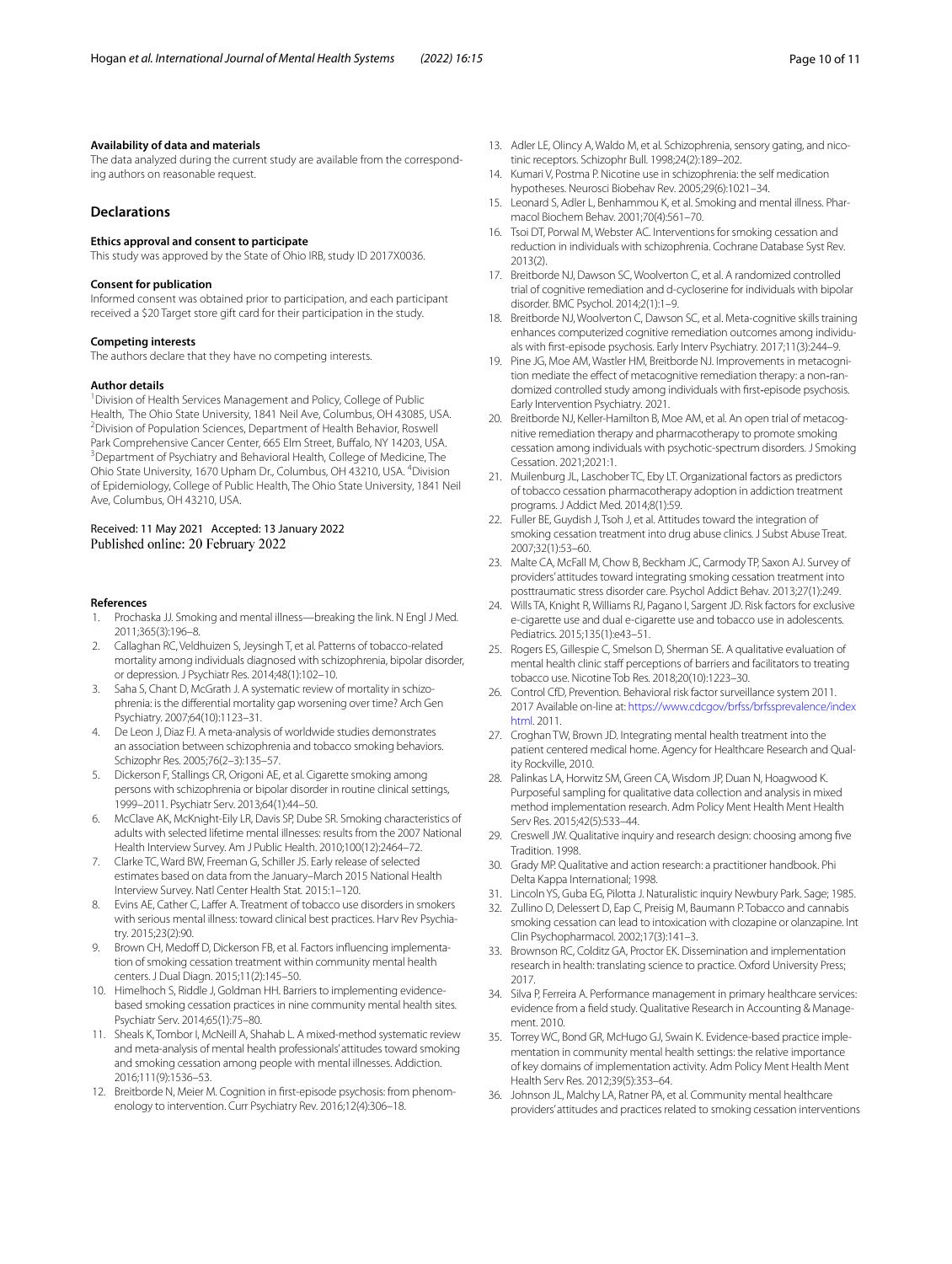### Availability of data and materials

The data analyzed during the current study are available from the corresponding authors on reasonable request.

## Declarations

### Ethics approval and consent to participate

This study was approved by the State of Ohio IRB, study ID 2017X0036.

### Consent for publication

Informed consent was obtained prior to participation, and each participant received a $20 Target store gift card for their participation in the study.

### Competing interests

The authors declare that they have no competing interests.

### Author details

[1]Division of Health Services Management and Policy, College of Public Health, The Ohio State University, 1841 Neil Ave, Columbus, OH 43085, USA. [2]Division of Population Sciences, Department of Health Behavior, Roswell Park Comprehensive Cancer Center, 665 Elm Street, Buffalo, NY 14203, USA. [3]Department of Psychiatry and Behavioral Health, College of Medicine, The Ohio State University, 1670 Upham Dr., Columbus, OH 43210, USA. [4]Division of Epidemiology, College of Public Health, The Ohio State University, 1841 Neil Ave, Columbus, OH 43210, USA.

Received: 11 May 2021 Accepted: 13 January 2022
Published online: 20 February 2022

### References

1. Prochaska JJ. Smoking and mental illness—breaking the link. N Engl J Med. 2011;365(3):196–8.
2. Callaghan RC, Veldhuizen S, Jeysingh T, et al. Patterns of tobacco-related mortality among individuals diagnosed with schizophrenia, bipolar disorder, or depression. J Psychiatr Res. 2014;48(1):102–10.
3. Saha S, Chant D, McGrath J. A systematic review of mortality in schizophrenia: is the differential mortality gap worsening over time? Arch Gen Psychiatry. 2007;64(10):1123–31.
4. De Leon J, Diaz FJ. A meta-analysis of worldwide studies demonstrates an association between schizophrenia and tobacco smoking behaviors. Schizophr Res. 2005;76(2–3):135–57.
5. Dickerson F, Stallings CR, Origoni AE, et al. Cigarette smoking among persons with schizophrenia or bipolar disorder in routine clinical settings, 1999–2011. Psychiatr Serv. 2013;64(1):44–50.
6. McClave AK, McKnight-Eily LR, Davis SP, Dube SR. Smoking characteristics of adults with selected lifetime mental illnesses: results from the 2007 National Health Interview Survey. Am J Public Health. 2010;100(12):2464–72.
7. Clarke TC, Ward BW, Freeman G, Schiller JS. Early release of selected estimates based on data from the January–March 2015 National Health Interview Survey. Natl Center Health Stat. 2015:1–120.
8. Evins AE, Cather C, Laffer A. Treatment of tobacco use disorders in smokers with serious mental illness: toward clinical best practices. Harv Rev Psychiatry. 2015;23(2):90.
9. Brown CH, Medoff D, Dickerson FB, et al. Factors influencing implementation of smoking cessation treatment within community mental health centers. J Dual Diagn. 2015;11(2):145–50.
10. Himelhoch S, Riddle J, Goldman HH. Barriers to implementing evidence-based smoking cessation practices in nine community mental health sites. Psychiatr Serv. 2014;65(1):75–80.
11. Sheals K, Tombor I, McNeill A, Shahab L. A mixed-method systematic review and meta-analysis of mental health professionals' attitudes toward smoking and smoking cessation among people with mental illnesses. Addiction. 2016;111(9):1536–53.
12. Breitborde N, Meier M. Cognition in first-episode psychosis: from phenomenology to intervention. Curr Psychiatry Rev. 2016;12(4):306–18.
13. Adler LE, Olincy A, Waldo M, et al. Schizophrenia, sensory gating, and nicotinic receptors. Schizophr Bull. 1998;24(2):189–202.
14. Kumari V, Postma P. Nicotine use in schizophrenia: the self medication hypotheses. Neurosci Biobehav Rev. 2005;29(6):1021–34.
15. Leonard S, Adler L, Benhammou K, et al. Smoking and mental illness. Pharmacol Biochem Behav. 2001;70(4):561–70.
16. Tsoi DT, Porwal M, Webster AC. Interventions for smoking cessation and reduction in individuals with schizophrenia. Cochrane Database Syst Rev. 2013(2).
17. Breitborde NJ, Dawson SC, Woolverton C, et al. A randomized controlled trial of cognitive remediation and d-cycloserine for individuals with bipolar disorder. BMC Psychol. 2014;2(1):1–9.
18. Breitborde NJ, Woolverton C, Dawson SC, et al. Meta-cognitive skills training enhances computerized cognitive remediation outcomes among individuals with first-episode psychosis. Early Interv Psychiatry. 2017;11(3):244–9.
19. Pine JG, Moe AM, Wastler HM, Breitborde NJ. Improvements in metacognition mediate the effect of metacognitive remediation therapy: a non-randomized controlled study among individuals with first-episode psychosis. Early Intervention Psychiatry. 2021.
20. Breitborde NJ, Keller-Hamilton B, Moe AM, et al. An open trial of metacognitive remediation therapy and pharmacotherapy to promote smoking cessation among individuals with psychotic-spectrum disorders. J Smoking Cessation. 2021;2021:1.
21. Muilenburg JL, Laschober TC, Eby LT. Organizational factors as predictors of tobacco cessation pharmacotherapy adoption in addiction treatment programs. J Addict Med. 2014;8(1):59.
22. Fuller BE, Guydish J, Tsoh J, et al. Attitudes toward the integration of smoking cessation treatment into drug abuse clinics. J Subst Abuse Treat. 2007;32(1):53–60.
23. Malte CA, McFall M, Chow B, Beckham JC, Carmody TP, Saxon AJ. Survey of providers' attitudes toward integrating smoking cessation treatment into posttraumatic stress disorder care. Psychol Addict Behav. 2013;27(1):249.
24. Wills TA, Knight R, Williams RJ, Pagano I, Sargent JD. Risk factors for exclusive e-cigarette use and dual e-cigarette use and tobacco use in adolescents. Pediatrics. 2015;135(1):e43–51.
25. Rogers ES, Gillespie C, Smelson D, Sherman SE. A qualitative evaluation of mental health clinic staff perceptions of barriers and facilitators to treating tobacco use. Nicotine Tob Res. 2018;20(10):1223–30.
26. Control CfD, Prevention. Behavioral risk factor surveillance system 2011. 2017 Available on-line at: https://www.cdcgov/brfss/brfssprevalence/index html. 2011.
27. Croghan TW, Brown JD. Integrating mental health treatment into the patient centered medical home. Agency for Healthcare Research and Quality Rockville, 2010.
28. Palinkas LA, Horwitz SM, Green CA, Wisdom JP, Duan N, Hoagwood K. Purposeful sampling for qualitative data collection and analysis in mixed method implementation research. Adm Policy Ment Health Ment Health Serv Res. 2015;42(5):533–44.
29. Creswell JW. Qualitative inquiry and research design: choosing among five Tradition. 1998.
30. Grady MP. Qualitative and action research: a practitioner handbook. Phi Delta Kappa International; 1998.
31. Lincoln YS, Guba EG, Pilotta J. Naturalistic inquiry Newbury Park. Sage; 1985.
32. Zullino D, Delessert D, Eap C, Preisig M, Baumann P. Tobacco and cannabis smoking cessation can lead to intoxication with clozapine or olanzapine. Int Clin Psychopharmacol. 2002;17(3):141–3.
33. Brownson RC, Colditz GA, Proctor EK. Dissemination and implementation research in health: translating science to practice. Oxford University Press; 2017.
34. Silva P, Ferreira A. Performance management in primary healthcare services: evidence from a field study. Qualitative Research in Accounting & Management. 2010.
35. Torrey WC, Bond GR, McHugo GJ, Swain K. Evidence-based practice implementation in community mental health settings: the relative importance of key domains of implementation activity. Adm Policy Ment Health Ment Health Serv Res. 2012;39(5):353–64.
36. Johnson JL, Malchy LA, Ratner PA, et al. Community mental healthcare providers' attitudes and practices related to smoking cessation interventions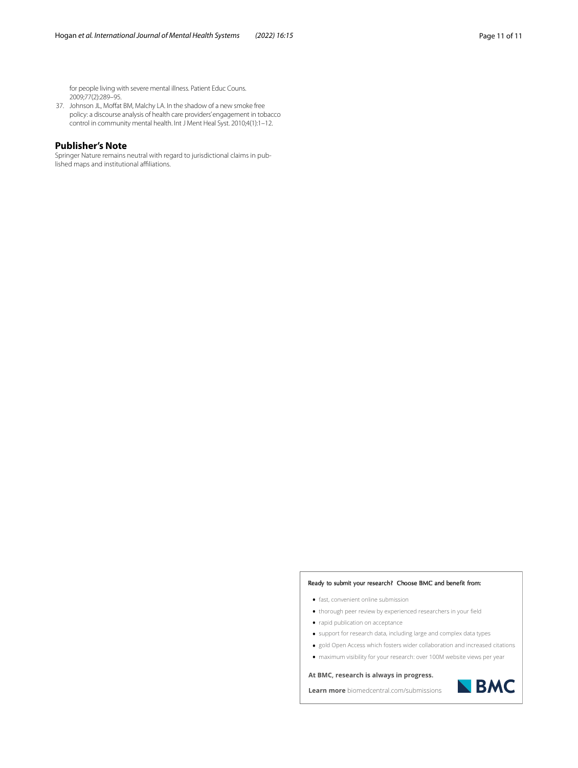for people living with severe mental illness. Patient Educ Couns. 2009;77(2):289–95.

37. Johnson JL, Moffat BM, Malchy LA. In the shadow of a new smoke free policy: a discourse analysis of health care providers' engagement in tobacco control in community mental health. Int J Ment Heal Syst. 2010;4(1):1–12.

## Publisher's Note

Springer Nature remains neutral with regard to jurisdictional claims in published maps and institutional affiliations.

Ready to submit your research? Choose BMC and benefit from:

- fast, convenient online submission
- thorough peer review by experienced researchers in your field
- rapid publication on acceptance
- support for research data, including large and complex data types
- gold Open Access which fosters wider collaboration and increased citations
- maximum visibility for your research: over 100M website views per year

**At BMC, research is always in progress.**

**Learn more** biomedcentral.com/submissions

BMC